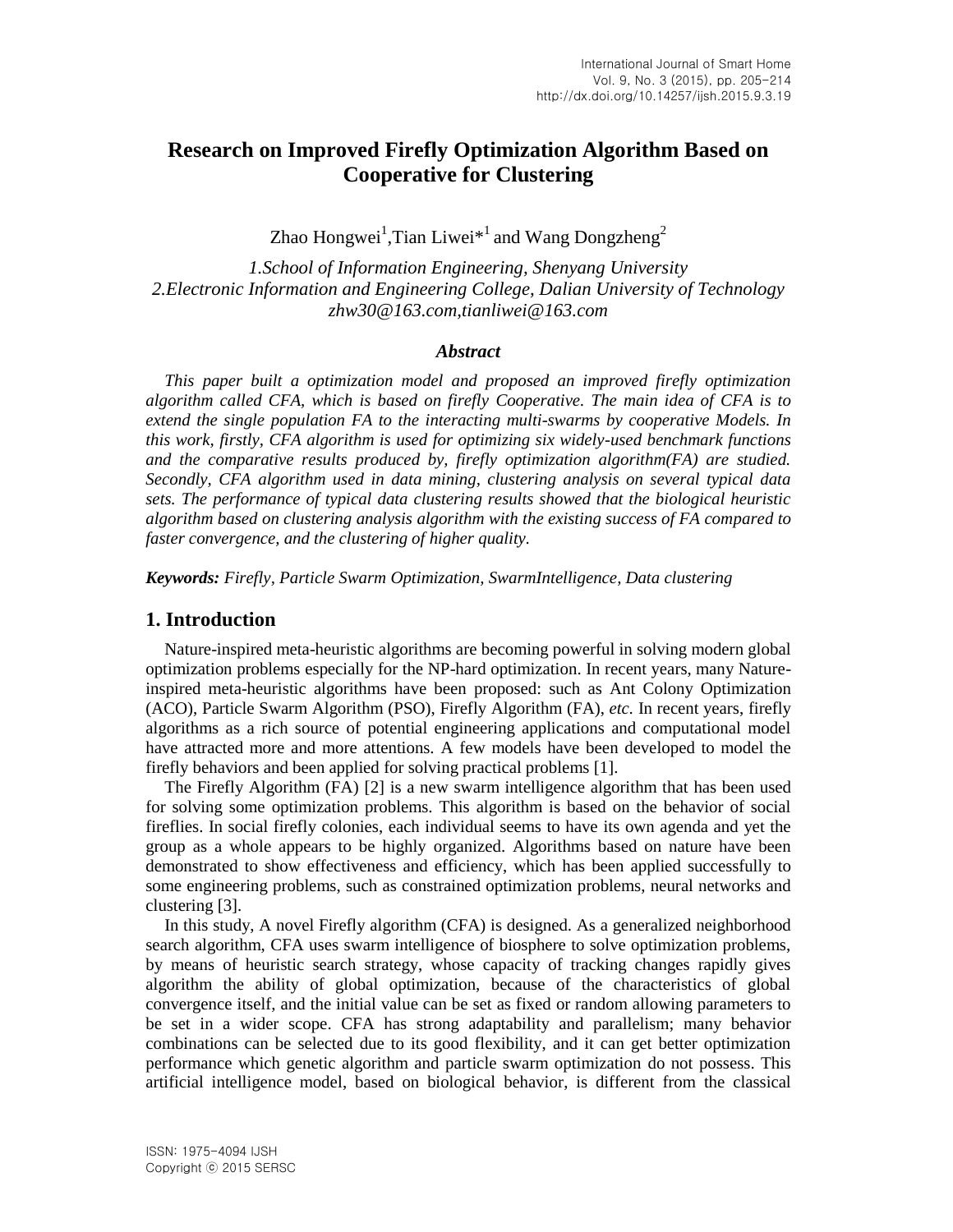# Research on Improved Firefly Optimization Algorithm Based on Cooperative for Clustering

Zhao Hongwei[1],Tian Liwei*[1] and Wang Dongzheng[2]

*1.School of Information Engineering, Shenyang University*
*2.Electronic Information and Engineering College, Dalian University of Technology*
*zhw30@163.com,tianliwei@163.com*

### *Abstract*

*This paper built a optimization model and proposed an improved firefly optimization algorithm called CFA, which is based on firefly Cooperative. The main idea of CFA is to extend the single population FA to the interacting multi-swarms by cooperative Models. In this work, firstly, CFA algorithm is used for optimizing six widely-used benchmark functions and the comparative results produced by, firefly optimization algorithm(FA) are studied. Secondly, CFA algorithm used in data mining, clustering analysis on several typical data sets. The performance of typical data clustering results showed that the biological heuristic algorithm based on clustering analysis algorithm with the existing success of FA compared to faster convergence, and the clustering of higher quality.*

***Keywords:*** *Firefly, Particle Swarm Optimization, SwarmIntelligence, Data clustering*

## 1. Introduction

Nature-inspired meta-heuristic algorithms are becoming powerful in solving modern global optimization problems especially for the NP-hard optimization. In recent years, many Nature-inspired meta-heuristic algorithms have been proposed: such as Ant Colony Optimization (ACO), Particle Swarm Algorithm (PSO), Firefly Algorithm (FA), *etc.* In recent years, firefly algorithms as a rich source of potential engineering applications and computational model have attracted more and more attentions. A few models have been developed to model the firefly behaviors and been applied for solving practical problems [1].

The Firefly Algorithm (FA) [2] is a new swarm intelligence algorithm that has been used for solving some optimization problems. This algorithm is based on the behavior of social fireflies. In social firefly colonies, each individual seems to have its own agenda and yet the group as a whole appears to be highly organized. Algorithms based on nature have been demonstrated to show effectiveness and efficiency, which has been applied successfully to some engineering problems, such as constrained optimization problems, neural networks and clustering [3].

In this study, A novel Firefly algorithm (CFA) is designed. As a generalized neighborhood search algorithm, CFA uses swarm intelligence of biosphere to solve optimization problems, by means of heuristic search strategy, whose capacity of tracking changes rapidly gives algorithm the ability of global optimization, because of the characteristics of global convergence itself, and the initial value can be set as fixed or random allowing parameters to be set in a wider scope. CFA has strong adaptability and parallelism; many behavior combinations can be selected due to its good flexibility, and it can get better optimization performance which genetic algorithm and particle swarm optimization do not possess. This artificial intelligence model, based on biological behavior, is different from the classical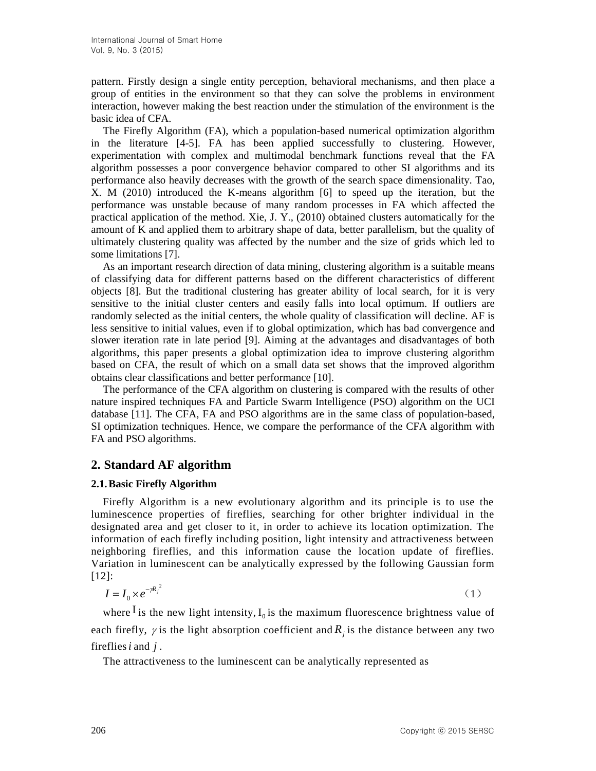pattern. Firstly design a single entity perception, behavioral mechanisms, and then place a group of entities in the environment so that they can solve the problems in environment interaction, however making the best reaction under the stimulation of the environment is the basic idea of CFA.

The Firefly Algorithm (FA), which a population-based numerical optimization algorithm in the literature [4-5]. FA has been applied successfully to clustering. However, experimentation with complex and multimodal benchmark functions reveal that the FA algorithm possesses a poor convergence behavior compared to other SI algorithms and its performance also heavily decreases with the growth of the search space dimensionality. Tao, X. M (2010) introduced the K-means algorithm [6] to speed up the iteration, but the performance was unstable because of many random processes in FA which affected the practical application of the method. Xie, J. Y., (2010) obtained clusters automatically for the amount of K and applied them to arbitrary shape of data, better parallelism, but the quality of ultimately clustering quality was affected by the number and the size of grids which led to some limitations [7].

As an important research direction of data mining, clustering algorithm is a suitable means of classifying data for different patterns based on the different characteristics of different objects [8]. But the traditional clustering has greater ability of local search, for it is very sensitive to the initial cluster centers and easily falls into local optimum. If outliers are randomly selected as the initial centers, the whole quality of classification will decline. AF is less sensitive to initial values, even if to global optimization, which has bad convergence and slower iteration rate in late period [9]. Aiming at the advantages and disadvantages of both algorithms, this paper presents a global optimization idea to improve clustering algorithm based on CFA, the result of which on a small data set shows that the improved algorithm obtains clear classifications and better performance [10].

The performance of the CFA algorithm on clustering is compared with the results of other nature inspired techniques FA and Particle Swarm Intelligence (PSO) algorithm on the UCI database [11]. The CFA, FA and PSO algorithms are in the same class of population-based, SI optimization techniques. Hence, we compare the performance of the CFA algorithm with FA and PSO algorithms.

## 2. Standard AF algorithm

### 2.1. Basic Firefly Algorithm

Firefly Algorithm is a new evolutionary algorithm and its principle is to use the luminescence properties of fireflies, searching for other brighter individual in the designated area and get closer to it, in order to achieve its location optimization. The information of each firefly including position, light intensity and attractiveness between neighboring fireflies, and this information cause the location update of fireflies. Variation in luminescent can be analytically expressed by the following Gaussian form [12]:

$$I = I_0 \times e^{-\gamma R_j^2} \tag{1}$$

where $I$ is the new light intensity, $I_0$ is the maximum fluorescence brightness value of each firefly, $\gamma$ is the light absorption coefficient and $R_j$ is the distance between any two fireflies $i$ and $j$.

The attractiveness to the luminescent can be analytically represented as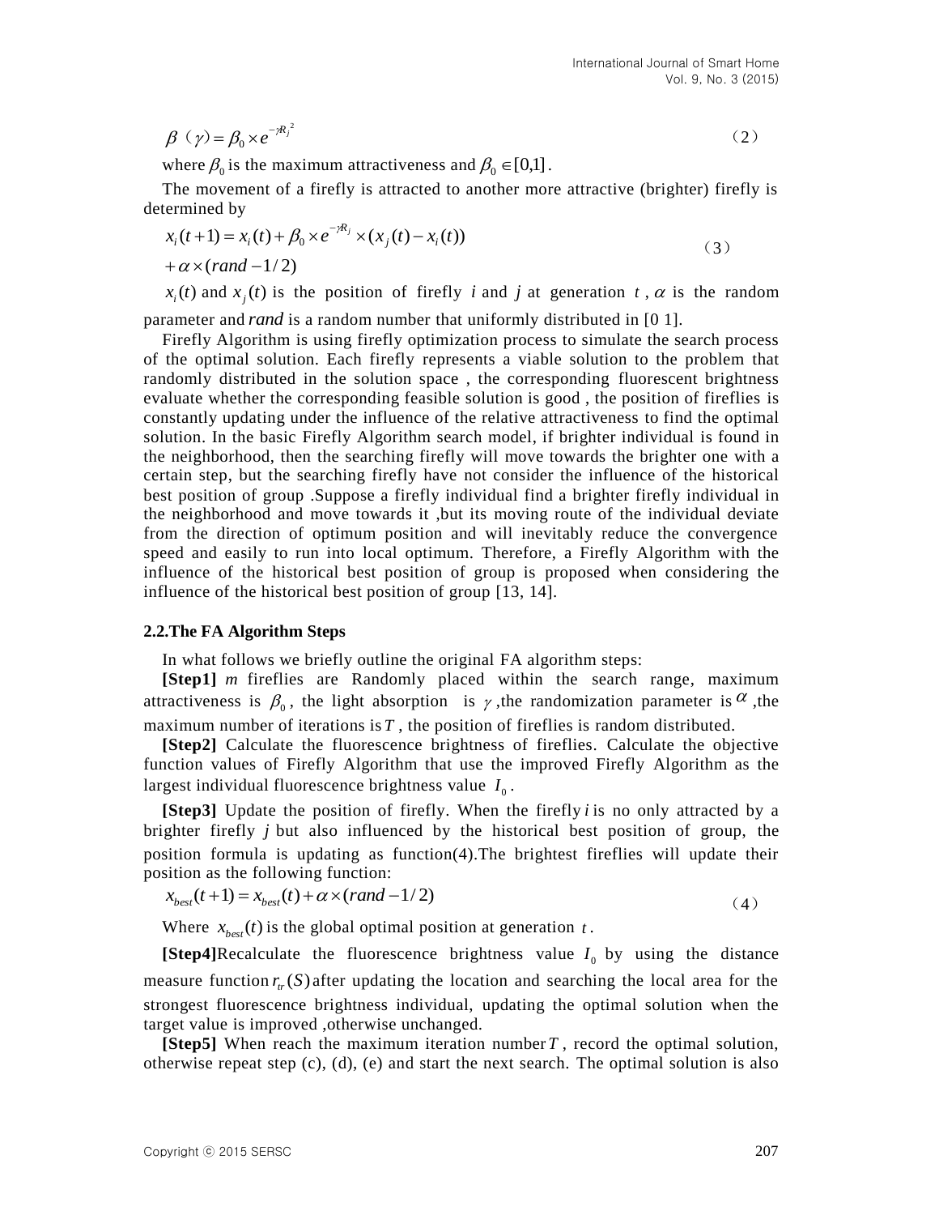$$\beta(\gamma) = \beta_0 \times e^{-\gamma R_j^2} \tag{2}$$

where $\beta_0$ is the maximum attractiveness and $\beta_0 \in [0,1]$.

The movement of a firefly is attracted to another more attractive (brighter) firefly is determined by

$$x_i(t+1) = x_i(t) + \beta_0 \times e^{-\gamma R_j} \times (x_j(t) - x_i(t)) + \alpha \times (rand - 1/2) \tag{3}$$

$x_i(t)$ and $x_j(t)$ is the position of firefly $i$ and $j$ at generation $t$, $\alpha$ is the random parameter and $rand$ is a random number that uniformly distributed in [0 1].

Firefly Algorithm is using firefly optimization process to simulate the search process of the optimal solution. Each firefly represents a viable solution to the problem that randomly distributed in the solution space , the corresponding fluorescent brightness evaluate whether the corresponding feasible solution is good , the position of fireflies is constantly updating under the influence of the relative attractiveness to find the optimal solution. In the basic Firefly Algorithm search model, if brighter individual is found in the neighborhood, then the searching firefly will move towards the brighter one with a certain step, but the searching firefly have not consider the influence of the historical best position of group .Suppose a firefly individual find a brighter firefly individual in the neighborhood and move towards it ,but its moving route of the individual deviate from the direction of optimum position and will inevitably reduce the convergence speed and easily to run into local optimum. Therefore, a Firefly Algorithm with the influence of the historical best position of group is proposed when considering the influence of the historical best position of group [13, 14].

### 2.2.The FA Algorithm Steps

In what follows we briefly outline the original FA algorithm steps:

**[Step1]** $m$ fireflies are Randomly placed within the search range, maximum attractiveness is $\beta_0$, the light absorption is $\gamma$ ,the randomization parameter is $\alpha$ ,the maximum number of iterations is $T$ , the position of fireflies is random distributed.

**[Step2]** Calculate the fluorescence brightness of fireflies. Calculate the objective function values of Firefly Algorithm that use the improved Firefly Algorithm as the largest individual fluorescence brightness value $I_0$ .

**[Step3]** Update the position of firefly. When the firefly $i$ is no only attracted by a brighter firefly $j$ but also influenced by the historical best position of group, the position formula is updating as function(4).The brightest fireflies will update their position as the following function:

$$x_{best}(t+1) = x_{best}(t) + \alpha \times (rand - 1/2) \tag{4}$$

Where $x_{best}(t)$ is the global optimal position at generation $t$ .

**[Step4]**Recalculate the fluorescence brightness value $I_0$ by using the distance measure function $r_{tr}(S)$ after updating the location and searching the local area for the strongest fluorescence brightness individual, updating the optimal solution when the target value is improved ,otherwise unchanged.

**[Step5]** When reach the maximum iteration number $T$ , record the optimal solution, otherwise repeat step (c), (d), (e) and start the next search. The optimal solution is also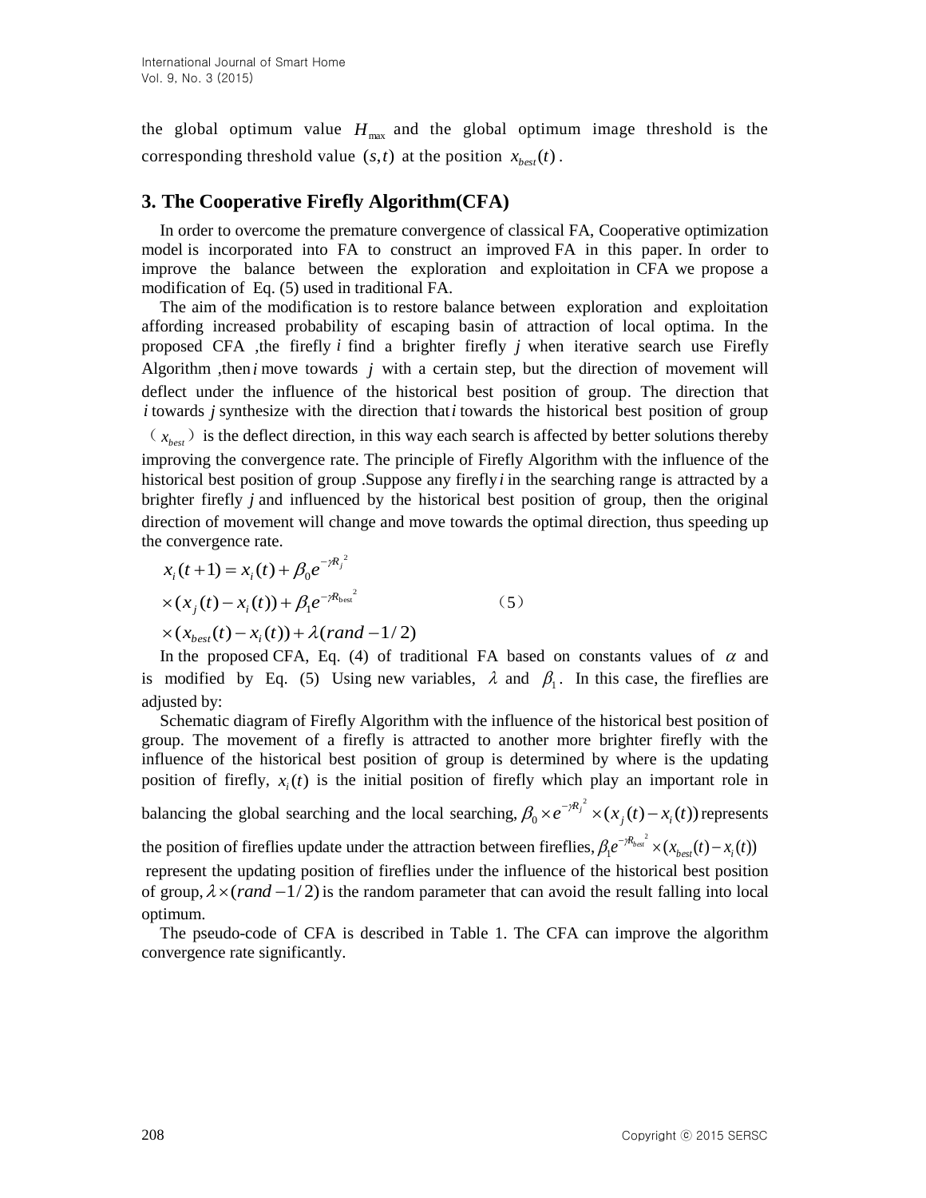the global optimum value $H_{\max}$ and the global optimum image threshold is the corresponding threshold value $(s,t)$ at the position $x_{best}(t)$.

## 3. The Cooperative Firefly Algorithm(CFA)

In order to overcome the premature convergence of classical FA, Cooperative optimization model is incorporated into FA to construct an improved FA in this paper. In order to improve the balance between the exploration and exploitation in CFA we propose a modification of Eq. (5) used in traditional FA.

The aim of the modification is to restore balance between exploration and exploitation affording increased probability of escaping basin of attraction of local optima. In the proposed CFA ,the firefly $i$ find a brighter firefly $j$ when iterative search use Firefly Algorithm ,then $i$ move towards $j$ with a certain step, but the direction of movement will deflect under the influence of the historical best position of group. The direction that $i$ towards $j$ synthesize with the direction that $i$ towards the historical best position of group（$x_{best}$）is the deflect direction, in this way each search is affected by better solutions thereby improving the convergence rate. The principle of Firefly Algorithm with the influence of the historical best position of group .Suppose any firefly $i$ in the searching range is attracted by a brighter firefly $j$ and influenced by the historical best position of group, then the original direction of movement will change and move towards the optimal direction, thus speeding up the convergence rate.

$$
\begin{aligned}
& x_i(t+1) = x_i(t) + \beta_0 e^{-\gamma R_j^{\,2}} \\
& \times (x_j(t) - x_i(t)) + \beta_1 e^{-\gamma R_{\text{best}}^{\,2}} \\
& \times (x_{best}(t) - x_i(t)) + \lambda(rand - 1/2)
\end{aligned} \qquad (5)
$$

In the proposed CFA, Eq. (4) of traditional FA based on constants values of $\alpha$ and is modified by Eq. (5) Using new variables, $\lambda$ and $\beta_1$. In this case, the fireflies are adjusted by:

Schematic diagram of Firefly Algorithm with the influence of the historical best position of group. The movement of a firefly is attracted to another more brighter firefly with the influence of the historical best position of group is determined by where is the updating position of firefly, $x_i(t)$ is the initial position of firefly which play an important role in balancing the global searching and the local searching, $\beta_0 \times e^{-\gamma R_j^{\,2}} \times (x_j(t) - x_i(t))$ represents the position of fireflies update under the attraction between fireflies, $\beta_1 e^{-\gamma R_{best}^{\,2}} \times (x_{best}(t) - x_i(t))$ represent the updating position of fireflies under the influence of the historical best position of group, $\lambda \times (rand - 1/2)$ is the random parameter that can avoid the result falling into local optimum.

The pseudo-code of CFA is described in Table 1. The CFA can improve the algorithm convergence rate significantly.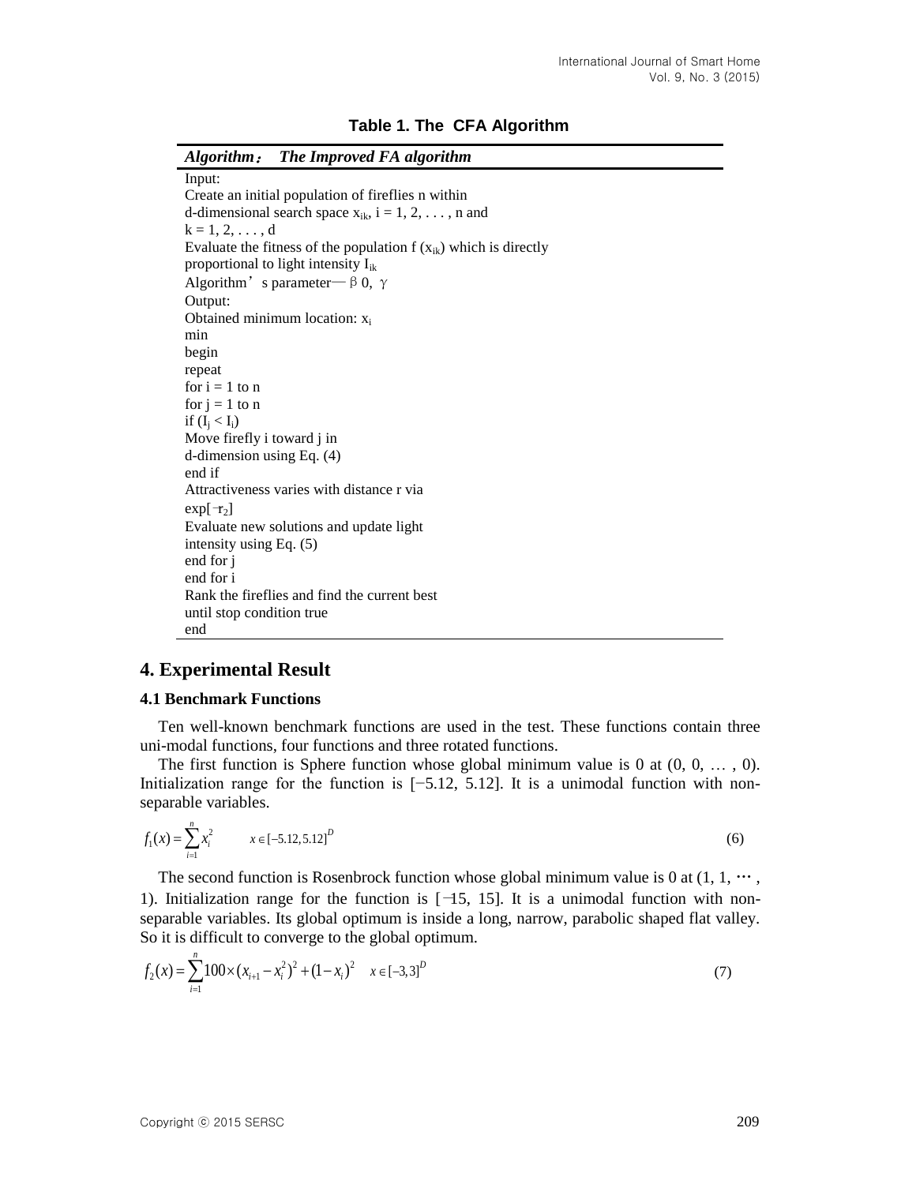**Table 1. The CFA Algorithm**

| ***Algorithm：  The Improved FA algorithm*** |
|---|
| Input: |
| Create an initial population of fireflies n within |
| d-dimensional search space $x_{ik}$, i = 1, 2, . . . , n and |
| k = 1, 2, . . . , d |
| Evaluate the fitness of the population f ($x_{ik}$) which is directly |
| proportional to light intensity $I_{ik}$ |
| Algorithm's parameter—$\beta$0, $\gamma$ |
| Output: |
| Obtained minimum location: $x_i$ |
| min |
| begin |
| repeat |
| for i = 1 to n |
| for j = 1 to n |
| if ($I_j < I_i$) |
| Move firefly i toward j in |
| d-dimension using Eq. (4) |
| end if |
| Attractiveness varies with distance r via |
| exp[$-r_2$] |
| Evaluate new solutions and update light |
| intensity using Eq. (5) |
| end for j |
| end for i |
| Rank the fireflies and find the current best |
| until stop condition true |
| end |

## 4. Experimental Result

### 4.1 Benchmark Functions

Ten well-known benchmark functions are used in the test. These functions contain three uni-modal functions, four functions and three rotated functions.

The first function is Sphere function whose global minimum value is 0 at (0, 0, … , 0). Initialization range for the function is [−5.12, 5.12]. It is a unimodal function with non-separable variables.

$$f_1(x) = \sum_{i=1}^{n} x_i^2 \qquad x \in [-5.12, 5.12]^D \tag{6}$$

The second function is Rosenbrock function whose global minimum value is 0 at (1, 1, ⋯ , 1). Initialization range for the function is [−15, 15]. It is a unimodal function with non-separable variables. Its global optimum is inside a long, narrow, parabolic shaped flat valley. So it is difficult to converge to the global optimum.

$$f_2(x) = \sum_{i=1}^{n} 100 \times (x_{i+1} - x_i^2)^2 + (1 - x_i)^2 \quad x \in [-3, 3]^D \tag{7}$$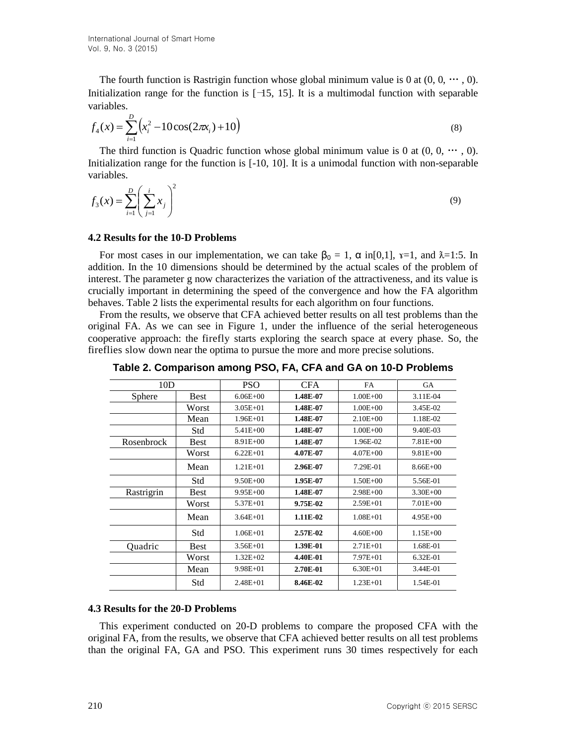The fourth function is Rastrigin function whose global minimum value is 0 at (0, 0, ⋯ , 0). Initialization range for the function is [−15, 15]. It is a multimodal function with separable variables.

$$f_4(x) = \sum_{i=1}^{D} \left( x_i^2 - 10\cos(2\pi x_i) + 10 \right) \tag{8}$$

The third function is Quadric function whose global minimum value is 0 at (0, 0, ⋯ , 0). Initialization range for the function is [-10, 10]. It is a unimodal function with non-separable variables.

$$f_3(x) = \sum_{i=1}^{D} \left( \sum_{j=1}^{i} x_j \right)^2 \tag{9}$$

### 4.2 Results for the 10-D Problems

For most cases in our implementation, we can take $\beta_0 = 1$, α in[0,1], ɤ=1, and ƛ=1:5. In addition. In the 10 dimensions should be determined by the actual scales of the problem of interest. The parameter g now characterizes the variation of the attractiveness, and its value is crucially important in determining the speed of the convergence and how the FA algorithm behaves. Table 2 lists the experimental results for each algorithm on four functions.

From the results, we observe that CFA achieved better results on all test problems than the original FA. As we can see in Figure 1, under the influence of the serial heterogeneous cooperative approach: the firefly starts exploring the search space at every phase. So, the fireflies slow down near the optima to pursue the more and more precise solutions.

**Table 2. Comparison among PSO, FA, CFA and GA on 10-D Problems**

| 10D | | PSO | CFA | FA | GA |
|---|---|---|---|---|---|
| Sphere | Best | 6.06E+00 | **1.48E-07** | 1.00E+00 | 3.11E-04 |
| | Worst | 3.05E+01 | **1.48E-07** | 1.00E+00 | 3.45E-02 |
| | Mean | 1.96E+01 | **1.48E-07** | 2.10E+00 | 1.18E-02 |
| | Std | 5.41E+00 | **1.48E-07** | 1.00E+00 | 9.40E-03 |
| Rosenbrock | Best | 8.91E+00 | **1.48E-07** | 1.96E-02 | 7.81E+00 |
| | Worst | 6.22E+01 | **4.07E-07** | 4.07E+00 | 9.81E+00 |
| | Mean | 1.21E+01 | **2.96E-07** | 7.29E-01 | 8.66E+00 |
| | Std | 9.50E+00 | **1.95E-07** | 1.50E+00 | 5.56E-01 |
| Rastrigrin | Best | 9.95E+00 | **1.48E-07** | 2.98E+00 | 3.30E+00 |
| | Worst | 5.37E+01 | **9.75E-02** | 2.59E+01 | 7.01E+00 |
| | Mean | 3.64E+01 | **1.11E-02** | 1.08E+01 | 4.95E+00 |
| | Std | 1.06E+01 | **2.57E-02** | 4.60E+00 | 1.15E+00 |
| Quadric | Best | 3.56E+01 | **1.39E-01** | 2.71E+01 | 1.68E-01 |
| | Worst | 1.32E+02 | **4.40E-01** | 7.97E+01 | 6.32E-01 |
| | Mean | 9.98E+01 | **2.70E-01** | 6.30E+01 | 3.44E-01 |
| | Std | 2.48E+01 | **8.46E-02** | 1.23E+01 | 1.54E-01 |

### 4.3 Results for the 20-D Problems

This experiment conducted on 20-D problems to compare the proposed CFA with the original FA, from the results, we observe that CFA achieved better results on all test problems than the original FA, GA and PSO. This experiment runs 30 times respectively for each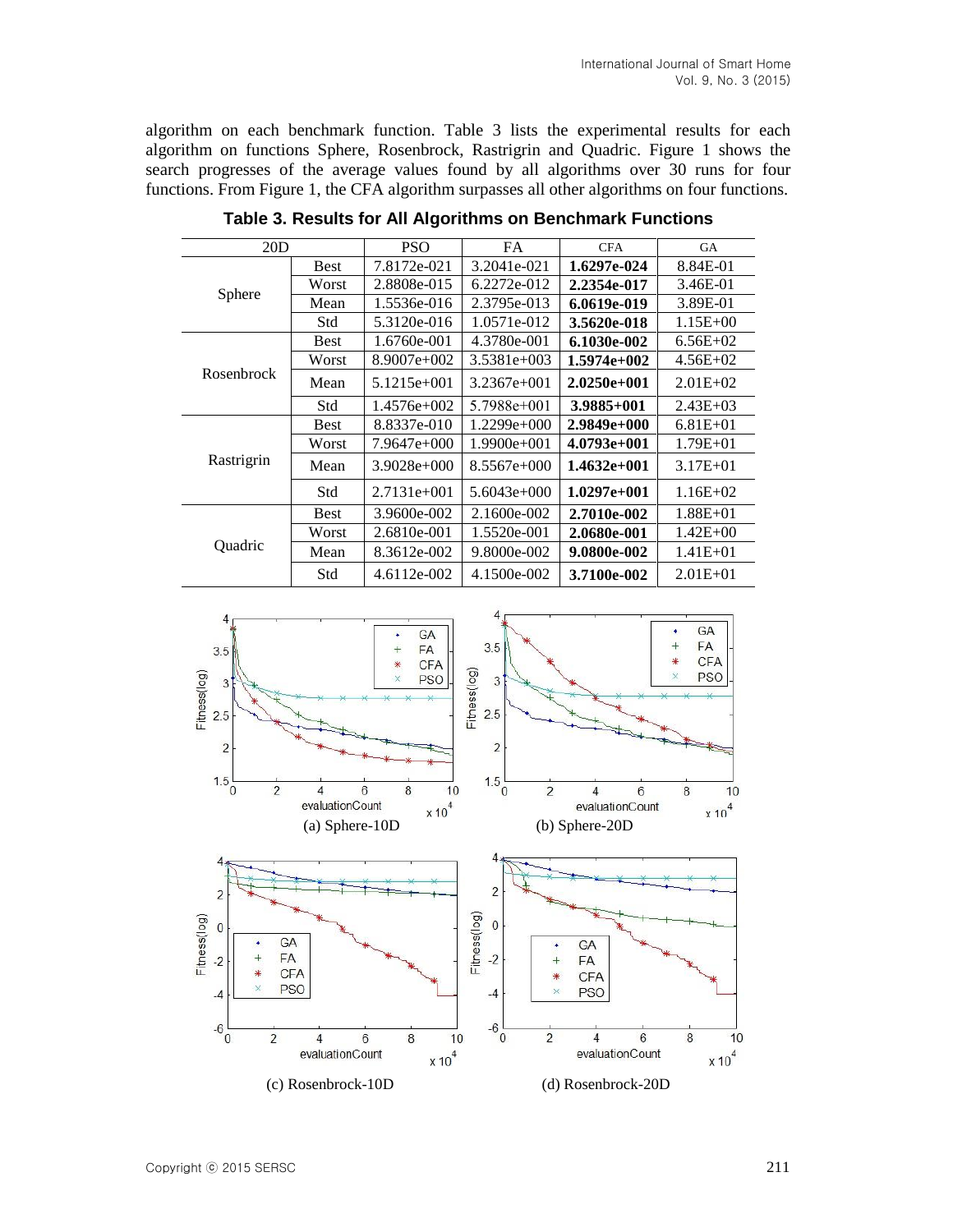algorithm on each benchmark function. Table 3 lists the experimental results for each algorithm on functions Sphere, Rosenbrock, Rastrigrin and Quadric. Figure 1 shows the search progresses of the average values found by all algorithms over 30 runs for four functions. From Figure 1, the CFA algorithm surpasses all other algorithms on four functions.

**Table 3. Results for All Algorithms on Benchmark Functions**

| 20D | | PSO | FA | CFA | GA |
|---|---|---|---|---|---|
| Sphere | Best | 7.8172e-021 | 3.2041e-021 | **1.6297e-024** | 8.84E-01 |
| | Worst | 2.8808e-015 | 6.2272e-012 | **2.2354e-017** | 3.46E-01 |
| | Mean | 1.5536e-016 | 2.3795e-013 | **6.0619e-019** | 3.89E-01 |
| | Std | 5.3120e-016 | 1.0571e-012 | **3.5620e-018** | 1.15E+00 |
| Rosenbrock | Best | 1.6760e-001 | 4.3780e-001 | **6.1030e-002** | 6.56E+02 |
| | Worst | 8.9007e+002 | 3.5381e+003 | **1.5974e+002** | 4.56E+02 |
| | Mean | 5.1215e+001 | 3.2367e+001 | **2.0250e+001** | 2.01E+02 |
| | Std | 1.4576e+002 | 5.7988e+001 | **3.9885+001** | 2.43E+03 |
| Rastrigrin | Best | 8.8337e-010 | 1.2299e+000 | **2.9849e+000** | 6.81E+01 |
| | Worst | 7.9647e+000 | 1.9900e+001 | **4.0793e+001** | 1.79E+01 |
| | Mean | 3.9028e+000 | 8.5567e+000 | **1.4632e+001** | 3.17E+01 |
| | Std | 2.7131e+001 | 5.6043e+000 | **1.0297e+001** | 1.16E+02 |
| Quadric | Best | 3.9600e-002 | 2.1600e-002 | **2.7010e-002** | 1.88E+01 |
| | Worst | 2.6810e-001 | 1.5520e-001 | **2.0680e-001** | 1.42E+00 |
| | Mean | 8.3612e-002 | 9.8000e-002 | **9.0800e-002** | 1.41E+01 |
| | Std | 4.6112e-002 | 4.1500e-002 | **3.7100e-002** | 2.01E+01 |

(a) Sphere-10D

(b) Sphere-20D

(c) Rosenbrock-10D

(d) Rosenbrock-20D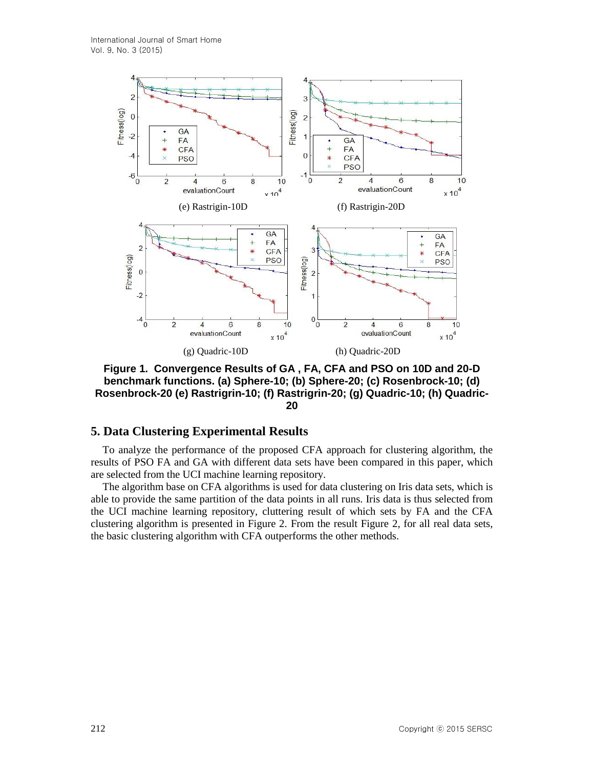(e) Rastrigin-10D

(f) Rastrigin-20D

(g) Quadric-10D

(h) Quadric-20D

**Figure 1. Convergence Results of GA , FA, CFA and PSO on 10D and 20-D benchmark functions. (a) Sphere-10; (b) Sphere-20; (c) Rosenbrock-10; (d) Rosenbrock-20 (e) Rastrigin-10; (f) Rastrigin-20; (g) Quadric-10; (h) Quadric-20**

## 5. Data Clustering Experimental Results

To analyze the performance of the proposed CFA approach for clustering algorithm, the results of PSO FA and GA with different data sets have been compared in this paper, which are selected from the UCI machine learning repository.

The algorithm base on CFA algorithms is used for data clustering on Iris data sets, which is able to provide the same partition of the data points in all runs. Iris data is thus selected from the UCI machine learning repository, cluttering result of which sets by FA and the CFA clustering algorithm is presented in Figure 2. From the result Figure 2, for all real data sets, the basic clustering algorithm with CFA outperforms the other methods.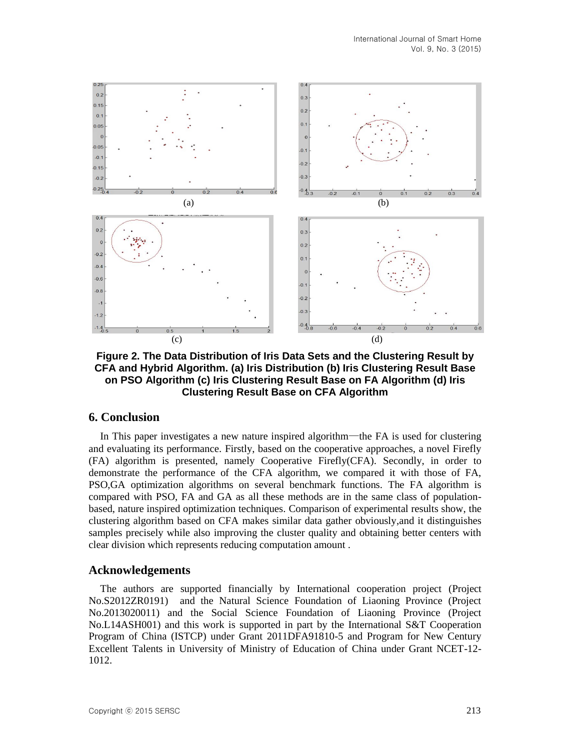(a) (b)

(c) (d)

**Figure 2. The Data Distribution of Iris Data Sets and the Clustering Result by CFA and Hybrid Algorithm. (a) Iris Distribution (b) Iris Clustering Result Base on PSO Algorithm (c) Iris Clustering Result Base on FA Algorithm (d) Iris Clustering Result Base on CFA Algorithm**

## 6. Conclusion

In This paper investigates a new nature inspired algorithm—the FA is used for clustering and evaluating its performance. Firstly, based on the cooperative approaches, a novel Firefly (FA) algorithm is presented, namely Cooperative Firefly(CFA). Secondly, in order to demonstrate the performance of the CFA algorithm, we compared it with those of FA, PSO,GA optimization algorithms on several benchmark functions. The FA algorithm is compared with PSO, FA and GA as all these methods are in the same class of population-based, nature inspired optimization techniques. Comparison of experimental results show, the clustering algorithm based on CFA makes similar data gather obviously,and it distinguishes samples precisely while also improving the cluster quality and obtaining better centers with clear division which represents reducing computation amount .

## Acknowledgements

The authors are supported financially by International cooperation project (Project No.S2012ZR0191) and the Natural Science Foundation of Liaoning Province (Project No.2013020011) and the Social Science Foundation of Liaoning Province (Project No.L14ASH001) and this work is supported in part by the International S&T Cooperation Program of China (ISTCP) under Grant 2011DFA91810-5 and Program for New Century Excellent Talents in University of Ministry of Education of China under Grant NCET-12-1012.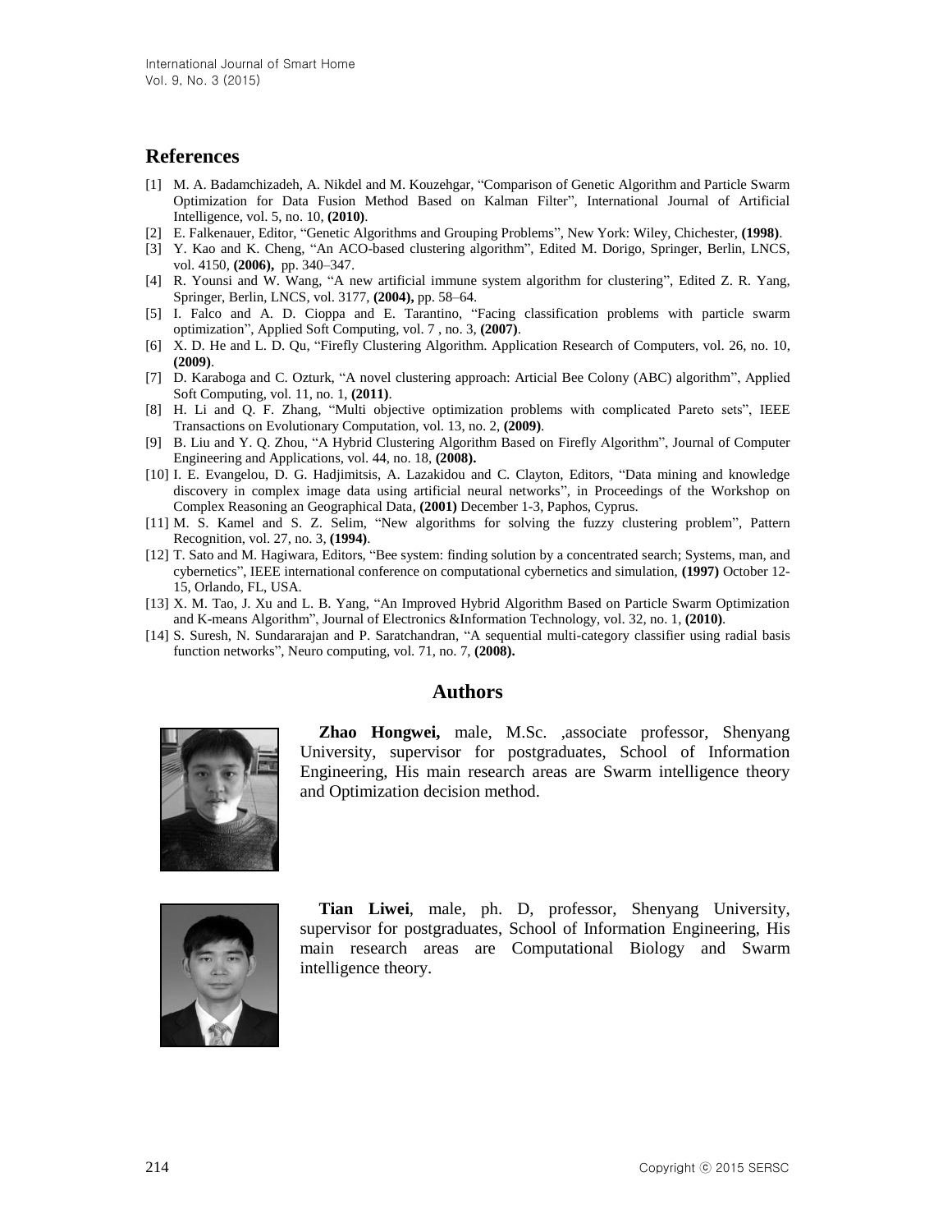## References

[1] M. A. Badamchizadeh, A. Nikdel and M. Kouzehgar, "Comparison of Genetic Algorithm and Particle Swarm Optimization for Data Fusion Method Based on Kalman Filter", International Journal of Artificial Intelligence, vol. 5, no. 10, **(2010)**.

[2] E. Falkenauer, Editor, "Genetic Algorithms and Grouping Problems", New York: Wiley, Chichester, **(1998)**.

[3] Y. Kao and K. Cheng, "An ACO-based clustering algorithm", Edited M. Dorigo, Springer, Berlin, LNCS, vol. 4150, **(2006),** pp. 340–347.

[4] R. Younsi and W. Wang, "A new artificial immune system algorithm for clustering", Edited Z. R. Yang, Springer, Berlin, LNCS, vol. 3177, **(2004),** pp. 58–64.

[5] I. Falco and A. D. Cioppa and E. Tarantino, "Facing classification problems with particle swarm optimization", Applied Soft Computing, vol. 7 , no. 3, **(2007)**.

[6] X. D. He and L. D. Qu, "Firefly Clustering Algorithm. Application Research of Computers, vol. 26, no. 10, **(2009)**.

[7] D. Karaboga and C. Ozturk, "A novel clustering approach: Articial Bee Colony (ABC) algorithm", Applied Soft Computing, vol. 11, no. 1, **(2011)**.

[8] H. Li and Q. F. Zhang, "Multi objective optimization problems with complicated Pareto sets", IEEE Transactions on Evolutionary Computation, vol. 13, no. 2, **(2009)**.

[9] B. Liu and Y. Q. Zhou, "A Hybrid Clustering Algorithm Based on Firefly Algorithm", Journal of Computer Engineering and Applications, vol. 44, no. 18, **(2008).**

[10] I. E. Evangelou, D. G. Hadjimitsis, A. Lazakidou and C. Clayton, Editors, "Data mining and knowledge discovery in complex image data using artificial neural networks", in Proceedings of the Workshop on Complex Reasoning an Geographical Data, **(2001)** December 1-3, Paphos, Cyprus.

[11] M. S. Kamel and S. Z. Selim, "New algorithms for solving the fuzzy clustering problem", Pattern Recognition, vol. 27, no. 3, **(1994)**.

[12] T. Sato and M. Hagiwara, Editors, "Bee system: finding solution by a concentrated search; Systems, man, and cybernetics", IEEE international conference on computational cybernetics and simulation, **(1997)** October 12-15, Orlando, FL, USA.

[13] X. M. Tao, J. Xu and L. B. Yang, "An Improved Hybrid Algorithm Based on Particle Swarm Optimization and K-means Algorithm", Journal of Electronics &Information Technology, vol. 32, no. 1, **(2010)**.

[14] S. Suresh, N. Sundararajan and P. Saratchandran, "A sequential multi-category classifier using radial basis function networks", Neuro computing, vol. 71, no. 7, **(2008).**

## Authors

**Zhao Hongwei,** male, M.Sc. ,associate professor, Shenyang University, supervisor for postgraduates, School of Information Engineering, His main research areas are Swarm intelligence theory and Optimization decision method.

**Tian Liwei**, male, ph. D, professor, Shenyang University, supervisor for postgraduates, School of Information Engineering, His main research areas are Computational Biology and Swarm intelligence theory.